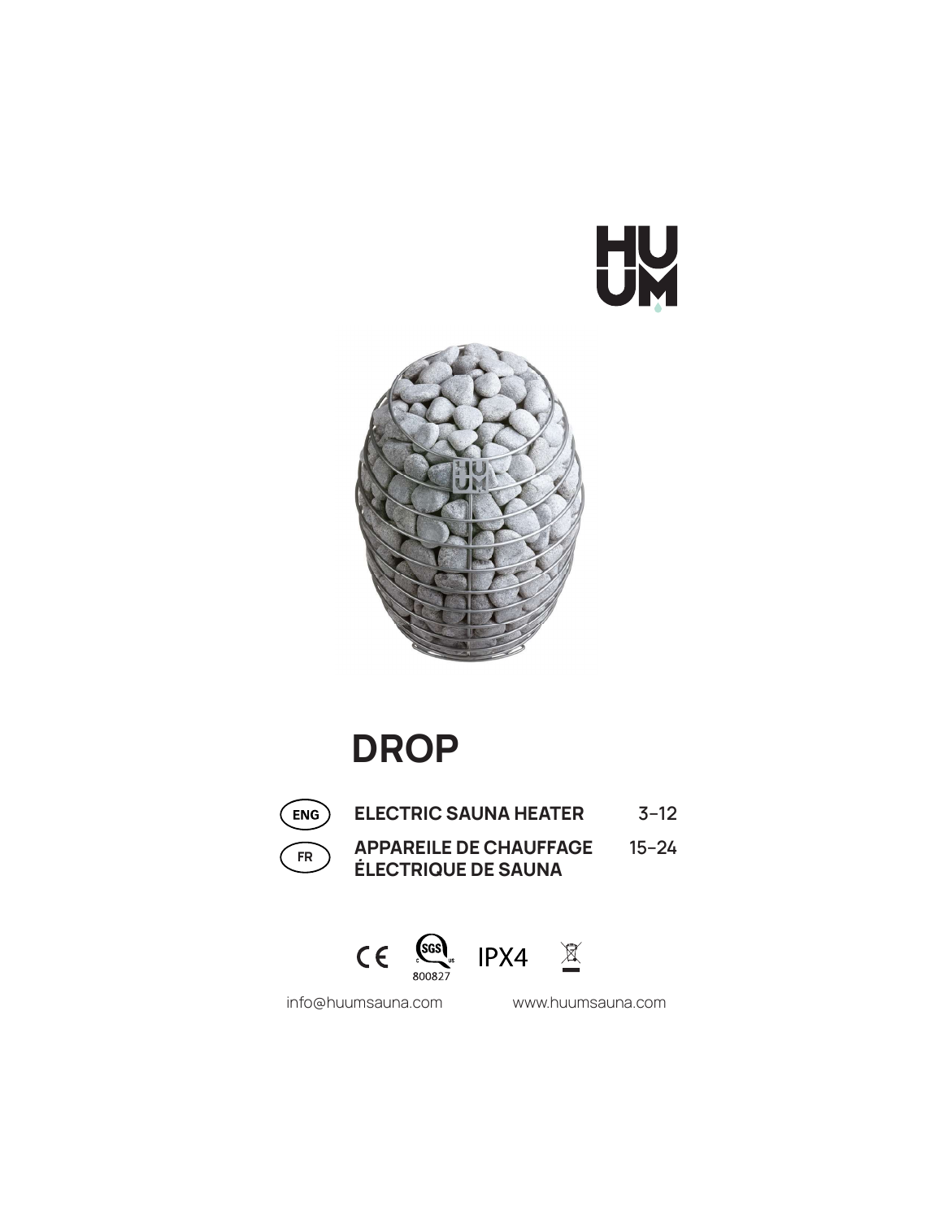HUUM

# DROP

| | | |
|---|---|---|
| ENG | **ELECTRIC SAUNA HEATER** | 3–12 |
| FR | **APPAREILE DE CHAUFFAGE ÉLECTRIQUE DE SAUNA** | 15–24 |

CE SGS 800827 IPX4

info@huumsauna.com www.huumsauna.com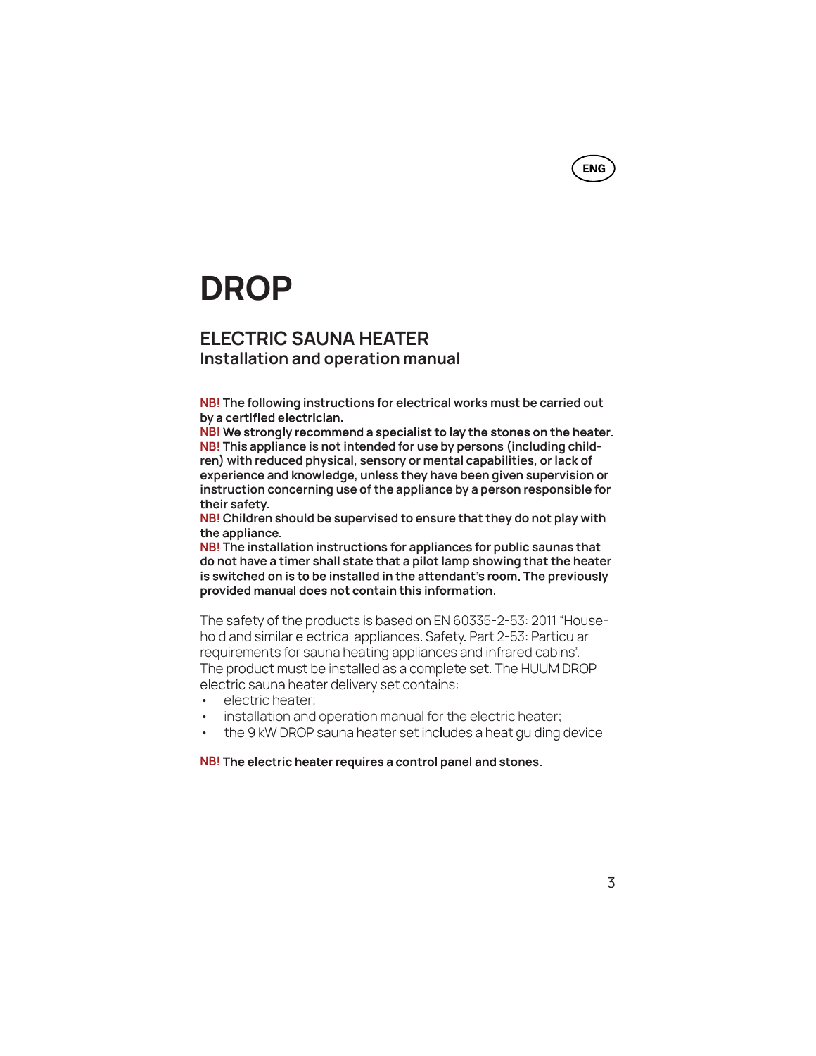ENG

# DROP

## ELECTRIC SAUNA HEATER

### Installation and operation manual

**NB! The following instructions for electrical works must be carried out by a certified electrician.**
**NB! We strongly recommend a specialist to lay the stones on the heater.**
**NB! This appliance is not intended for use by persons (including children) with reduced physical, sensory or mental capabilities, or lack of experience and knowledge, unless they have been given supervision or instruction concerning use of the appliance by a person responsible for their safety.**
**NB! Children should be supervised to ensure that they do not play with the appliance.**
**NB! The installation instructions for appliances for public saunas that do not have a timer shall state that a pilot lamp showing that the heater is switched on is to be installed in the attendant's room. The previously provided manual does not contain this information.**

The safety of the products is based on EN 60335-2-53: 2011 "Household and similar electrical appliances. Safety. Part 2-53: Particular requirements for sauna heating appliances and infrared cabins". The product must be installed as a complete set. The HUUM DROP electric sauna heater delivery set contains:

- electric heater;
- installation and operation manual for the electric heater;
- the 9 kW DROP sauna heater set includes a heat guiding device

**NB! The electric heater requires a control panel and stones.**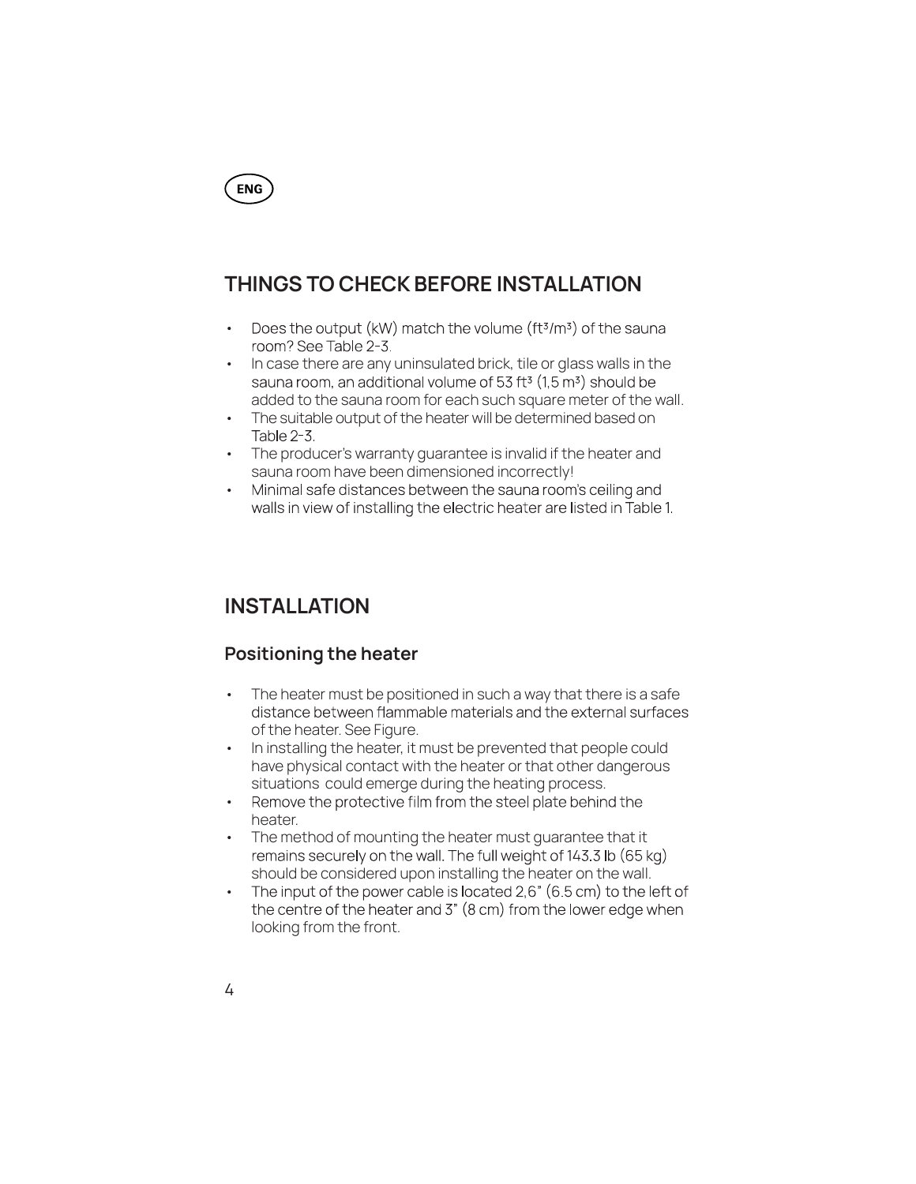ENG

## THINGS TO CHECK BEFORE INSTALLATION

- Does the output (kW) match the volume (ft³/m³) of the sauna room? See Table 2-3.
- In case there are any uninsulated brick, tile or glass walls in the sauna room, an additional volume of 53 ft³ (1,5 m³) should be added to the sauna room for each such square meter of the wall.
- The suitable output of the heater will be determined based on Table 2-3.
- The producer's warranty guarantee is invalid if the heater and sauna room have been dimensioned incorrectly!
- Minimal safe distances between the sauna room's ceiling and walls in view of installing the electric heater are listed in Table 1.

## INSTALLATION

### Positioning the heater

- The heater must be positioned in such a way that there is a safe distance between flammable materials and the external surfaces of the heater. See Figure.
- In installing the heater, it must be prevented that people could have physical contact with the heater or that other dangerous situations could emerge during the heating process.
- Remove the protective film from the steel plate behind the heater.
- The method of mounting the heater must guarantee that it remains securely on the wall. The full weight of 143.3 lb (65 kg) should be considered upon installing the heater on the wall.
- The input of the power cable is located 2,6" (6.5 cm) to the left of the centre of the heater and 3" (8 cm) from the lower edge when looking from the front.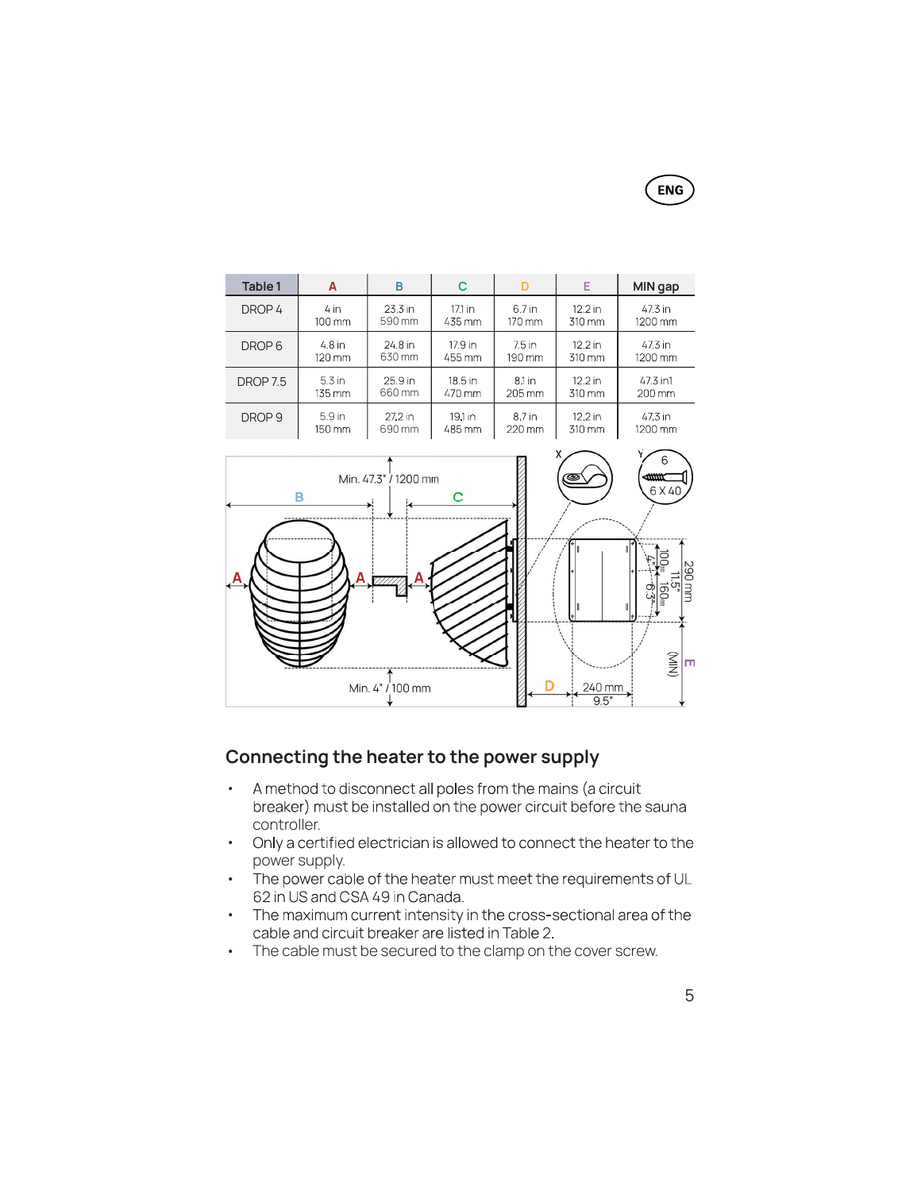| Table 1 | A | B | C | D | E | MIN gap |
|---|---|---|---|---|---|---|
| DROP 4 | 4 in<br>100 mm | 23.3 in<br>590 mm | 17.1 in<br>435 mm | 6.7 in<br>170 mm | 12.2 in<br>310 mm | 47.3 in<br>1200 mm |
| DROP 6 | 4.8 in<br>120 mm | 24.8 in<br>630 mm | 17.9 in<br>455 mm | 7.5 in<br>190 mm | 12.2 in<br>310 mm | 47.3 in<br>1200 mm |
| DROP 7.5 | 5.3 in<br>135 mm | 25.9 in<br>660 mm | 18.5 in<br>470 mm | 8.1 in<br>205 mm | 12.2 in<br>310 mm | 47.3 in1<br>200 mm |
| DROP 9 | 5.9 in<br>150 mm | 27.2 in<br>690 mm | 19.1 in<br>485 mm | 8.7 in<br>220 mm | 12.2 in<br>310 mm | 47.3 in<br>1200 mm |

## Connecting the heater to the power supply

- A method to disconnect all poles from the mains (a circuit breaker) must be installed on the power circuit before the sauna controller.
- Only a certified electrician is allowed to connect the heater to the power supply.
- The power cable of the heater must meet the requirements of UL 62 in US and CSA 49 in Canada.
- The maximum current intensity in the cross-sectional area of the cable and circuit breaker are listed in Table 2.
- The cable must be secured to the clamp on the cover screw.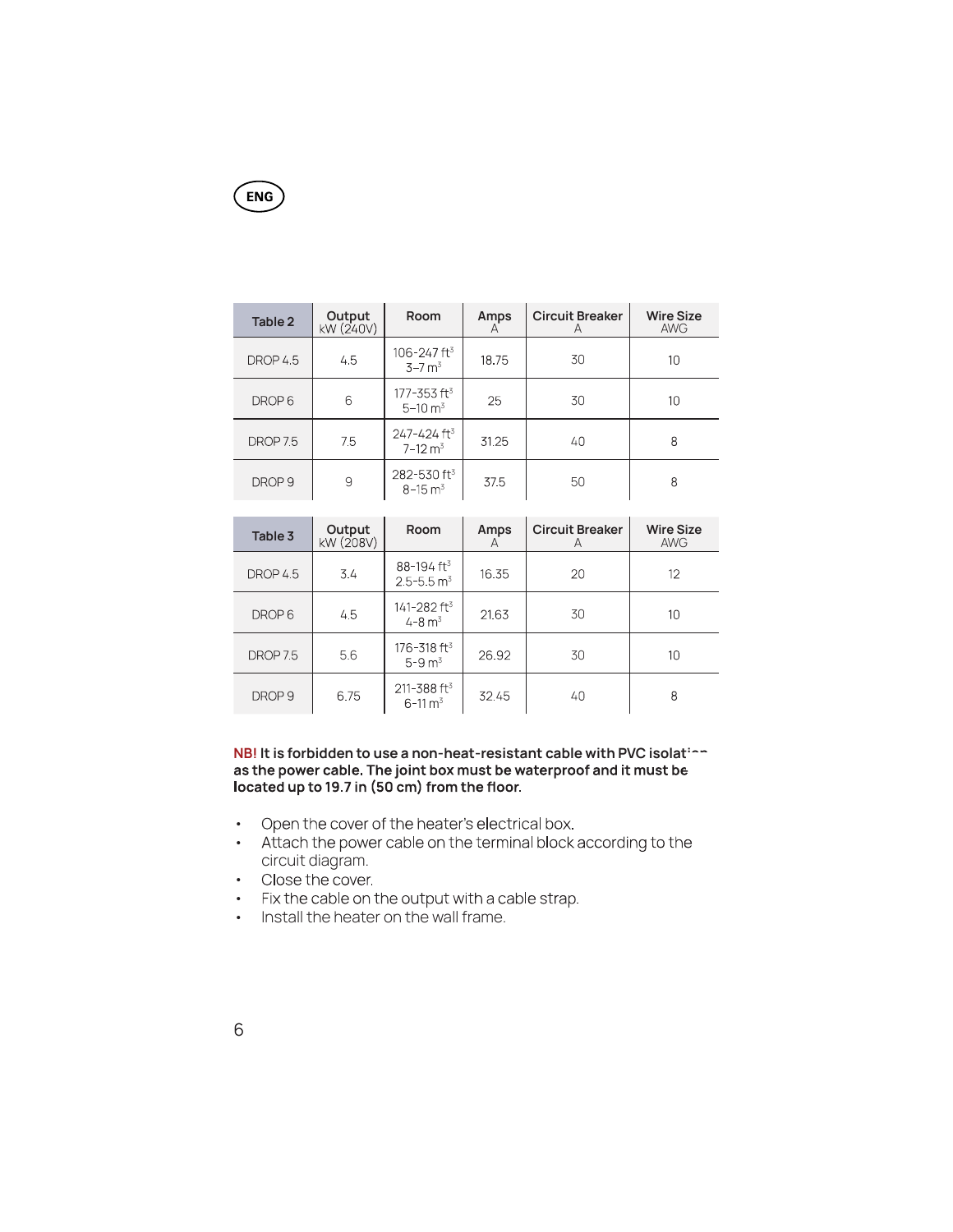ENG

| Table 2 | Output kW (240V) | Room | Amps A | Circuit Breaker A | Wire Size AWG |
|---|---|---|---|---|---|
| DROP 4.5 | 4.5 | 106-247 ft³ 3–7 m³ | 18.75 | 30 | 10 |
| DROP 6 | 6 | 177-353 ft³ 5–10 m³ | 25 | 30 | 10 |
| DROP 7.5 | 7.5 | 247-424 ft³ 7–12 m³ | 31.25 | 40 | 8 |
| DROP 9 | 9 | 282-530 ft³ 8–15 m³ | 37.5 | 50 | 8 |

| Table 3 | Output kW (208V) | Room | Amps A | Circuit Breaker A | Wire Size AWG |
|---|---|---|---|---|---|
| DROP 4.5 | 3.4 | 88-194 ft³ 2.5-5.5 m³ | 16.35 | 20 | 12 |
| DROP 6 | 4.5 | 141-282 ft³ 4-8 m³ | 21.63 | 30 | 10 |
| DROP 7.5 | 5.6 | 176-318 ft³ 5-9 m³ | 26.92 | 30 | 10 |
| DROP 9 | 6.75 | 211-388 ft³ 6-11 m³ | 32.45 | 40 | 8 |

**NB! It is forbidden to use a non-heat-resistant cable with PVC isolation as the power cable. The joint box must be waterproof and it must be located up to 19.7 in (50 cm) from the floor.**

- Open the cover of the heater's electrical box.
- Attach the power cable on the terminal block according to the circuit diagram.
- Close the cover.
- Fix the cable on the output with a cable strap.
- Install the heater on the wall frame.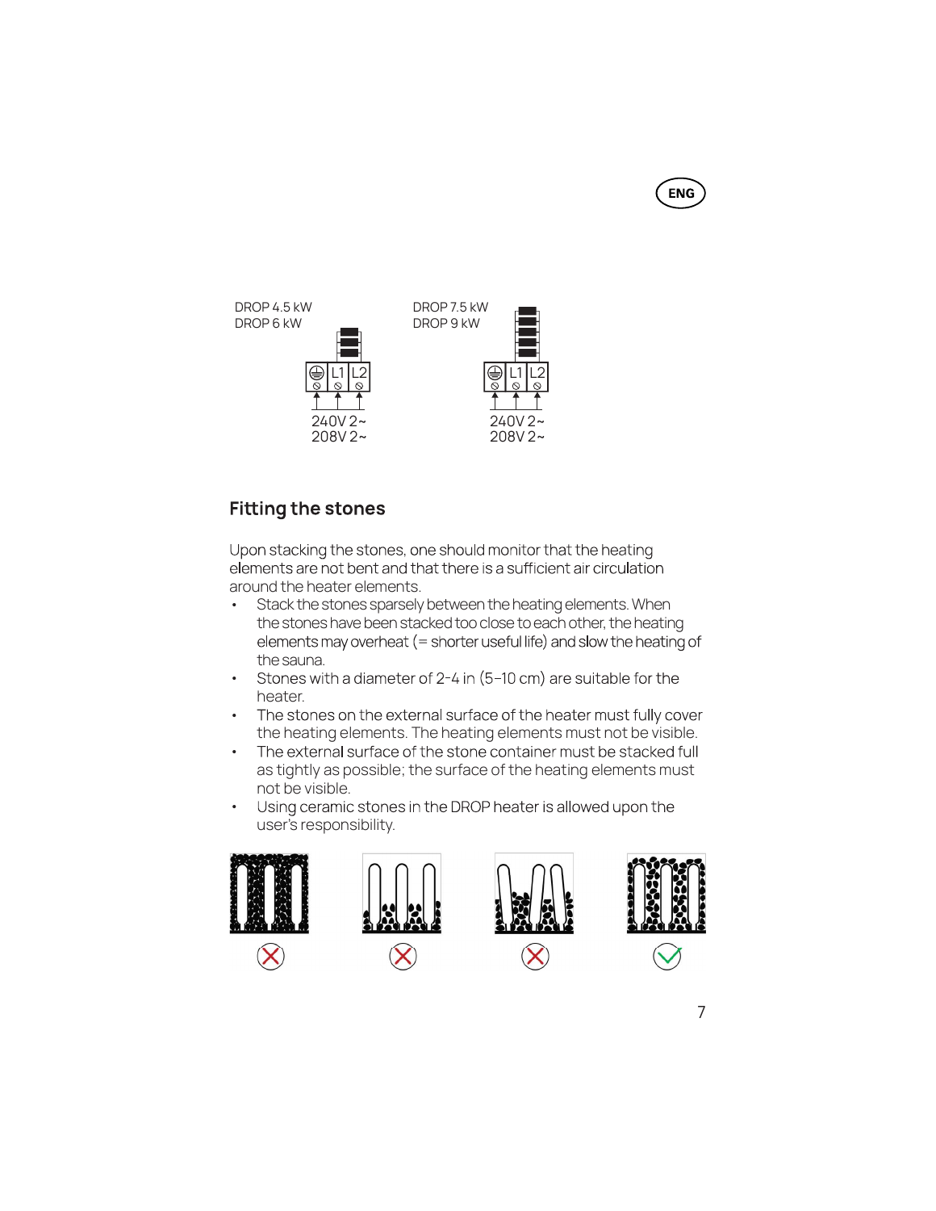DROP 4.5 kW
DROP 6 kW

L1 L2

240V 2~
208V 2~

DROP 7.5 kW
DROP 9 kW

L1 L2

240V 2~
208V 2~

## Fitting the stones

Upon stacking the stones, one should monitor that the heating elements are not bent and that there is a sufficient air circulation around the heater elements.

- Stack the stones sparsely between the heating elements. When the stones have been stacked too close to each other, the heating elements may overheat (= shorter useful life) and slow the heating of the sauna.
- Stones with a diameter of 2-4 in (5–10 cm) are suitable for the heater.
- The stones on the external surface of the heater must fully cover the heating elements. The heating elements must not be visible.
- The external surface of the stone container must be stacked full as tightly as possible; the surface of the heating elements must not be visible.
- Using ceramic stones in the DROP heater is allowed upon the user's responsibility.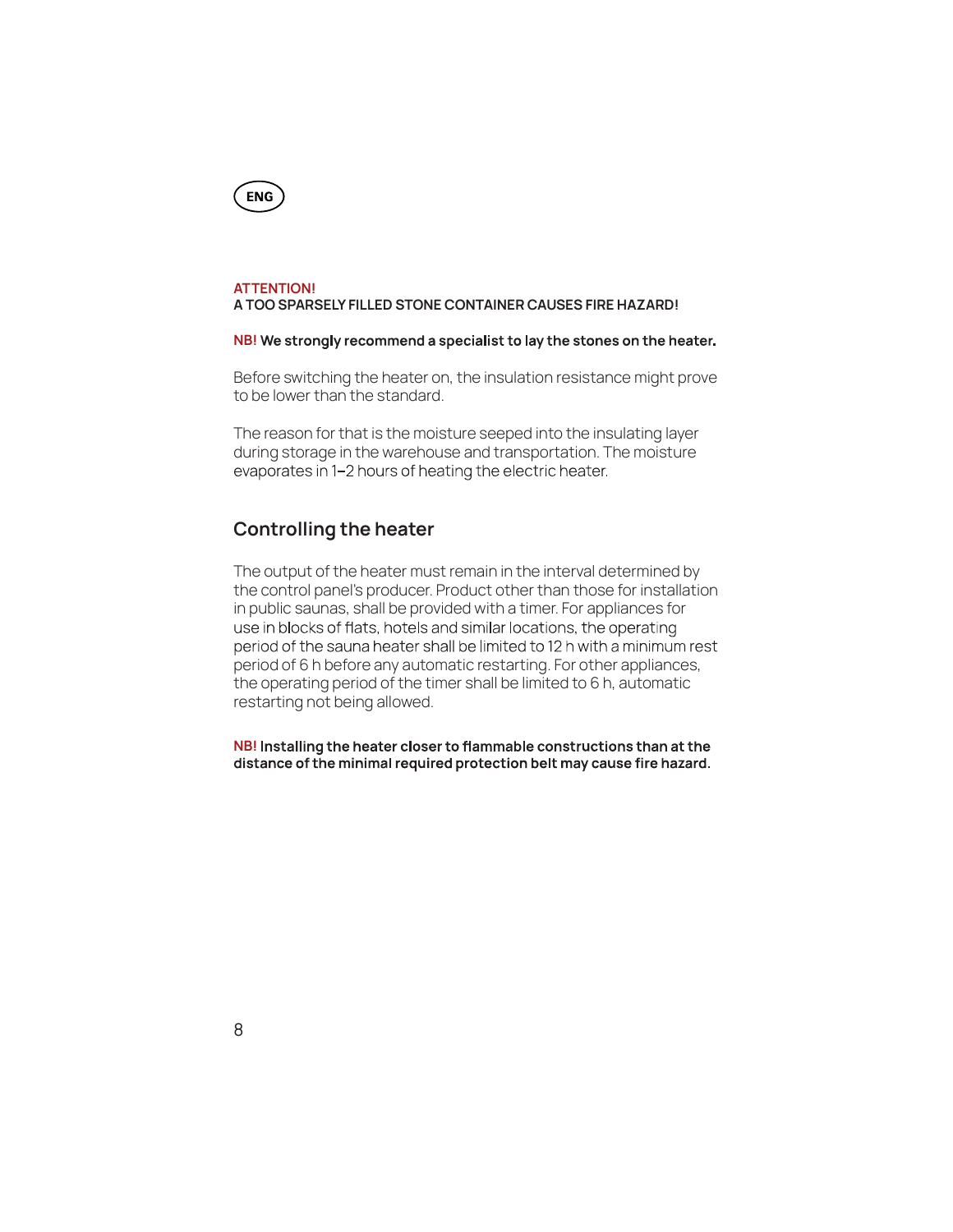ENG

**ATTENTION!**
**A TOO SPARSELY FILLED STONE CONTAINER CAUSES FIRE HAZARD!**

**NB! We strongly recommend a specialist to lay the stones on the heater.**

Before switching the heater on, the insulation resistance might prove to be lower than the standard.

The reason for that is the moisture seeped into the insulating layer during storage in the warehouse and transportation. The moisture evaporates in 1–2 hours of heating the electric heater.

## Controlling the heater

The output of the heater must remain in the interval determined by the control panel's producer. Product other than those for installation in public saunas, shall be provided with a timer. For appliances for use in blocks of flats, hotels and similar locations, the operating period of the sauna heater shall be limited to 12 h with a minimum rest period of 6 h before any automatic restarting. For other appliances, the operating period of the timer shall be limited to 6 h, automatic restarting not being allowed.

**NB! Installing the heater closer to flammable constructions than at the distance of the minimal required protection belt may cause fire hazard.**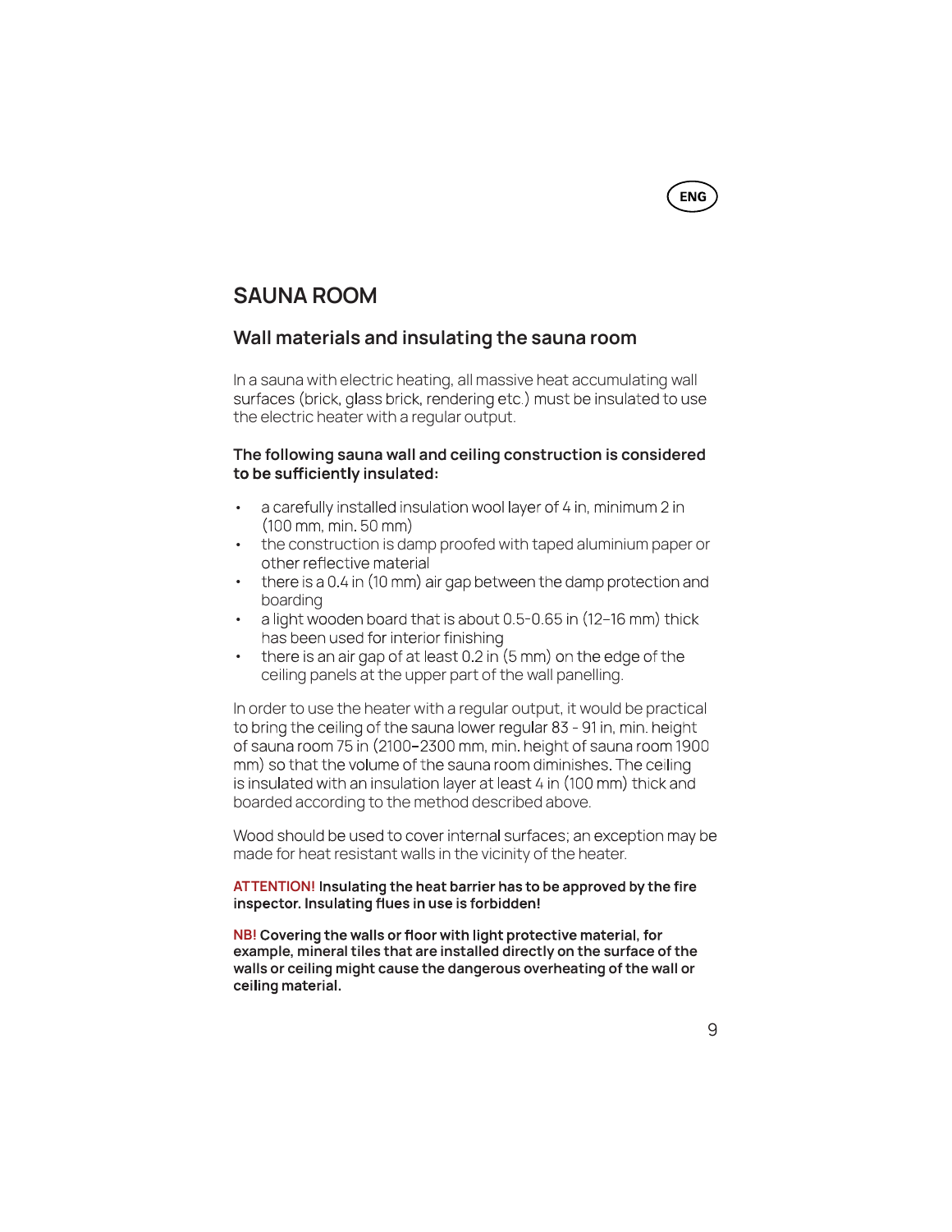## SAUNA ROOM

### Wall materials and insulating the sauna room

In a sauna with electric heating, all massive heat accumulating wall surfaces (brick, glass brick, rendering etc.) must be insulated to use the electric heater with a regular output.

**The following sauna wall and ceiling construction is considered to be sufficiently insulated:**

- a carefully installed insulation wool layer of 4 in, minimum 2 in (100 mm, min. 50 mm)
- the construction is damp proofed with taped aluminium paper or other reflective material
- there is a 0.4 in (10 mm) air gap between the damp protection and boarding
- a light wooden board that is about 0.5-0.65 in (12–16 mm) thick has been used for interior finishing
- there is an air gap of at least 0.2 in (5 mm) on the edge of the ceiling panels at the upper part of the wall panelling.

In order to use the heater with a regular output, it would be practical to bring the ceiling of the sauna lower regular 83 - 91 in, min. height of sauna room 75 in (2100–2300 mm, min. height of sauna room 1900 mm) so that the volume of the sauna room diminishes. The ceiling is insulated with an insulation layer at least 4 in (100 mm) thick and boarded according to the method described above.

Wood should be used to cover internal surfaces; an exception may be made for heat resistant walls in the vicinity of the heater.

**ATTENTION! Insulating the heat barrier has to be approved by the fire inspector. Insulating flues in use is forbidden!**

**NB! Covering the walls or floor with light protective material, for example, mineral tiles that are installed directly on the surface of the walls or ceiling might cause the dangerous overheating of the wall or ceiling material.**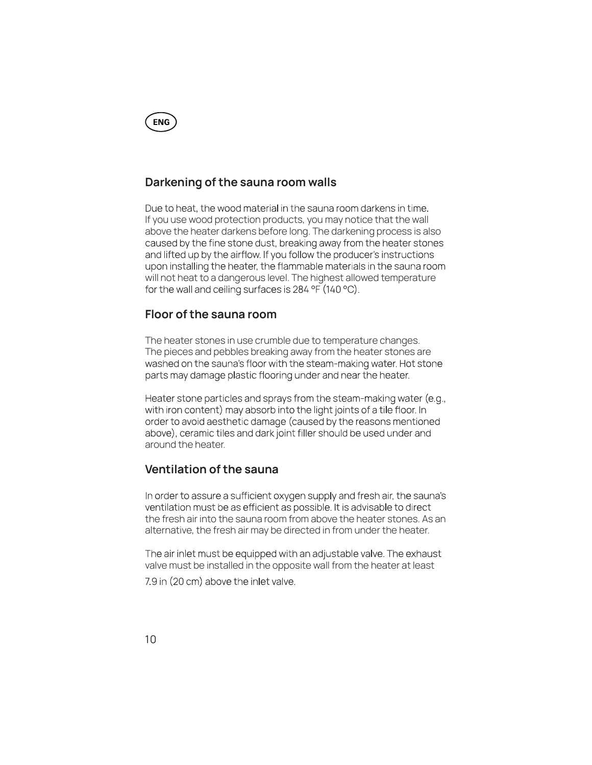## Darkening of the sauna room walls

Due to heat, the wood material in the sauna room darkens in time. If you use wood protection products, you may notice that the wall above the heater darkens before long. The darkening process is also caused by the fine stone dust, breaking away from the heater stones and lifted up by the airflow. If you follow the producer's instructions upon installing the heater, the flammable materials in the sauna room will not heat to a dangerous level. The highest allowed temperature for the wall and ceiling surfaces is 284 °F (140 °C).

## Floor of the sauna room

The heater stones in use crumble due to temperature changes. The pieces and pebbles breaking away from the heater stones are washed on the sauna's floor with the steam-making water. Hot stone parts may damage plastic flooring under and near the heater.

Heater stone particles and sprays from the steam-making water (e.g., with iron content) may absorb into the light joints of a tile floor. In order to avoid aesthetic damage (caused by the reasons mentioned above), ceramic tiles and dark joint filler should be used under and around the heater.

## Ventilation of the sauna

In order to assure a sufficient oxygen supply and fresh air, the sauna's ventilation must be as efficient as possible. It is advisable to direct the fresh air into the sauna room from above the heater stones. As an alternative, the fresh air may be directed in from under the heater.

The air inlet must be equipped with an adjustable valve. The exhaust valve must be installed in the opposite wall from the heater at least 7.9 in (20 cm) above the inlet valve.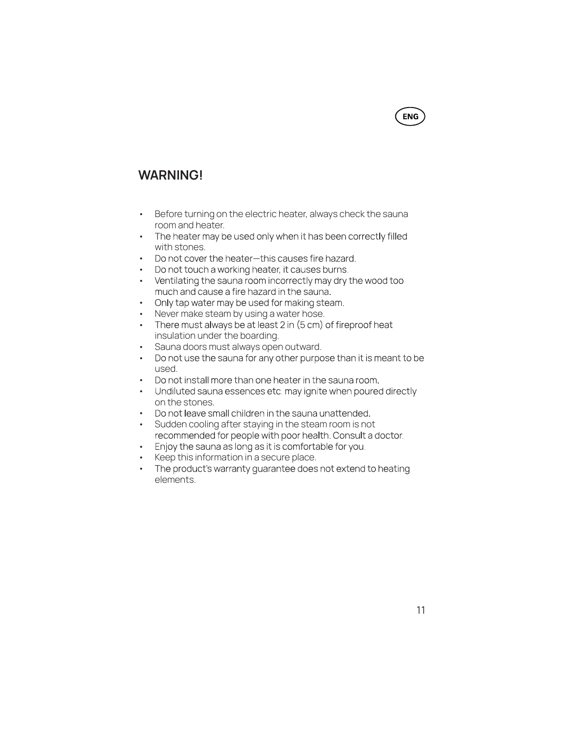ENG

## WARNING!

- Before turning on the electric heater, always check the sauna room and heater.
- The heater may be used only when it has been correctly filled with stones.
- Do not cover the heater—this causes fire hazard.
- Do not touch a working heater, it causes burns.
- Ventilating the sauna room incorrectly may dry the wood too much and cause a fire hazard in the sauna.
- Only tap water may be used for making steam.
- Never make steam by using a water hose.
- There must always be at least 2 in (5 cm) of fireproof heat insulation under the boarding.
- Sauna doors must always open outward.
- Do not use the sauna for any other purpose than it is meant to be used.
- Do not install more than one heater in the sauna room.
- Undiluted sauna essences etc. may ignite when poured directly on the stones.
- Do not leave small children in the sauna unattended.
- Sudden cooling after staying in the steam room is not recommended for people with poor health. Consult a doctor.
- Enjoy the sauna as long as it is comfortable for you.
- Keep this information in a secure place.
- The product's warranty guarantee does not extend to heating elements.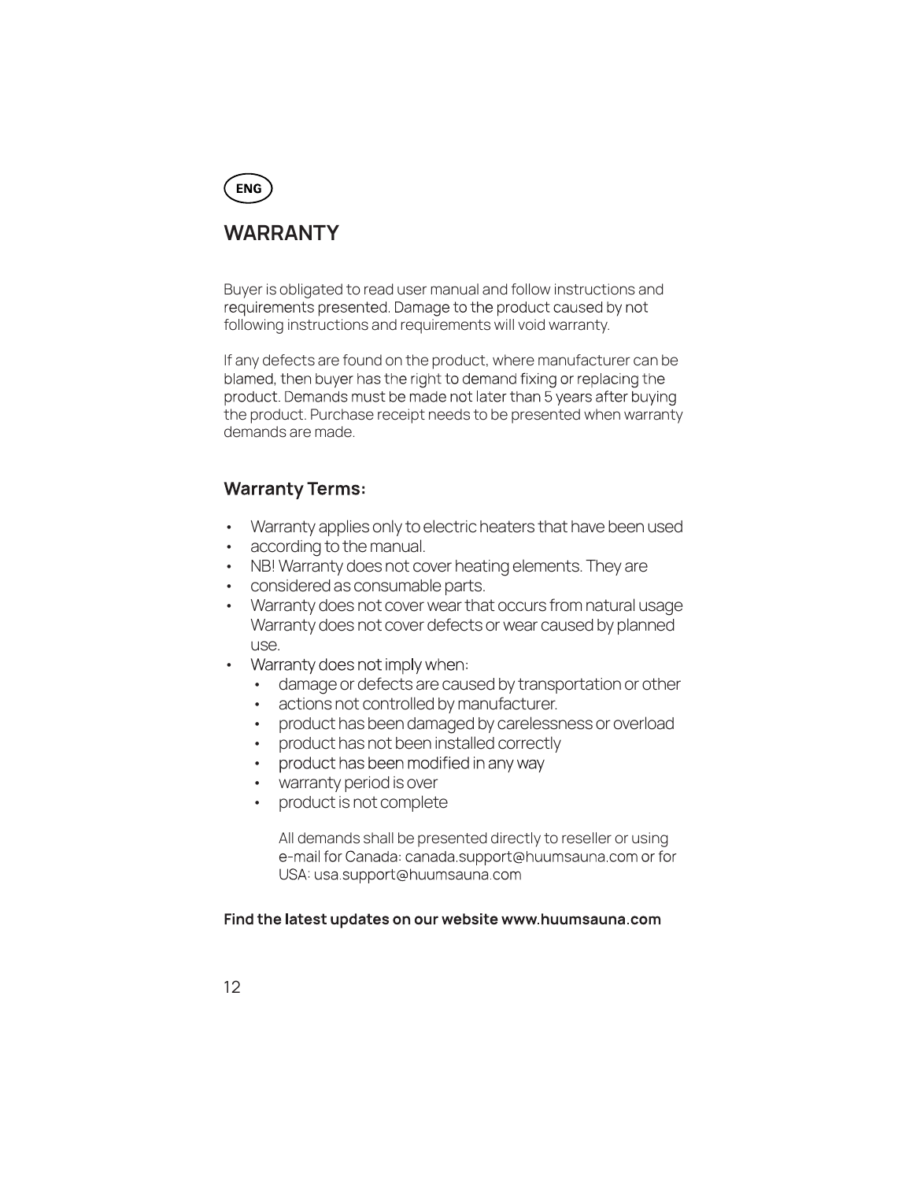ENG

# WARRANTY

Buyer is obligated to read user manual and follow instructions and requirements presented. Damage to the product caused by not following instructions and requirements will void warranty.

If any defects are found on the product, where manufacturer can be blamed, then buyer has the right to demand fixing or replacing the product. Demands must be made not later than 5 years after buying the product. Purchase receipt needs to be presented when warranty demands are made.

## Warranty Terms:

- Warranty applies only to electric heaters that have been used
- according to the manual.
- NB! Warranty does not cover heating elements. They are
- considered as consumable parts.
- Warranty does not cover wear that occurs from natural usage Warranty does not cover defects or wear caused by planned use.
- Warranty does not imply when:
  - damage or defects are caused by transportation or other
  - actions not controlled by manufacturer.
  - product has been damaged by carelessness or overload
  - product has not been installed correctly
  - product has been modified in any way
  - warranty period is over
  - product is not complete

All demands shall be presented directly to reseller or using e-mail for Canada: canada.support@huumsauna.com or for USA: usa.support@huumsauna.com

**Find the latest updates on our website www.huumsauna.com**